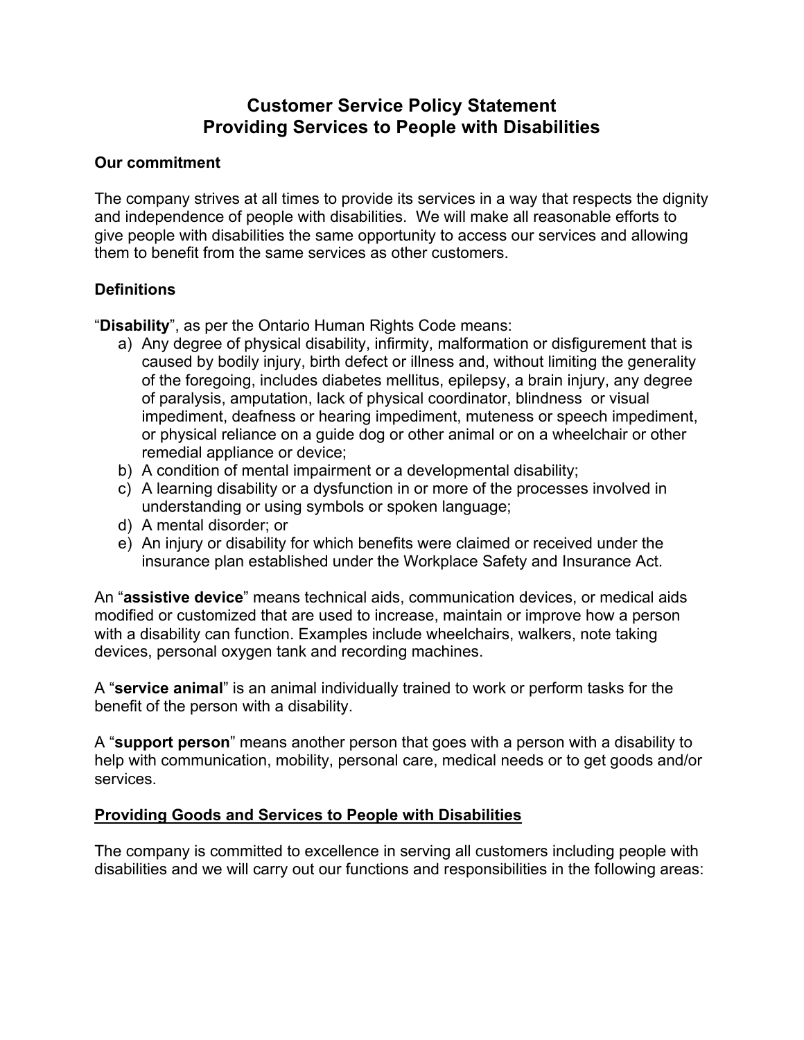# Customer Service Policy Statement
# Providing Services to People with Disabilities

**Our commitment**

The company strives at all times to provide its services in a way that respects the dignity and independence of people with disabilities. We will make all reasonable efforts to give people with disabilities the same opportunity to access our services and allowing them to benefit from the same services as other customers.

**Definitions**

"**Disability**", as per the Ontario Human Rights Code means:

a) Any degree of physical disability, infirmity, malformation or disfigurement that is caused by bodily injury, birth defect or illness and, without limiting the generality of the foregoing, includes diabetes mellitus, epilepsy, a brain injury, any degree of paralysis, amputation, lack of physical coordinator, blindness or visual impediment, deafness or hearing impediment, muteness or speech impediment, or physical reliance on a guide dog or other animal or on a wheelchair or other remedial appliance or device;
b) A condition of mental impairment or a developmental disability;
c) A learning disability or a dysfunction in or more of the processes involved in understanding or using symbols or spoken language;
d) A mental disorder; or
e) An injury or disability for which benefits were claimed or received under the insurance plan established under the Workplace Safety and Insurance Act.

An "**assistive device**" means technical aids, communication devices, or medical aids modified or customized that are used to increase, maintain or improve how a person with a disability can function. Examples include wheelchairs, walkers, note taking devices, personal oxygen tank and recording machines.

A "**service animal**" is an animal individually trained to work or perform tasks for the benefit of the person with a disability.

A "**support person**" means another person that goes with a person with a disability to help with communication, mobility, personal care, medical needs or to get goods and/or services.

**<u>Providing Goods and Services to People with Disabilities</u>**

The company is committed to excellence in serving all customers including people with disabilities and we will carry out our functions and responsibilities in the following areas: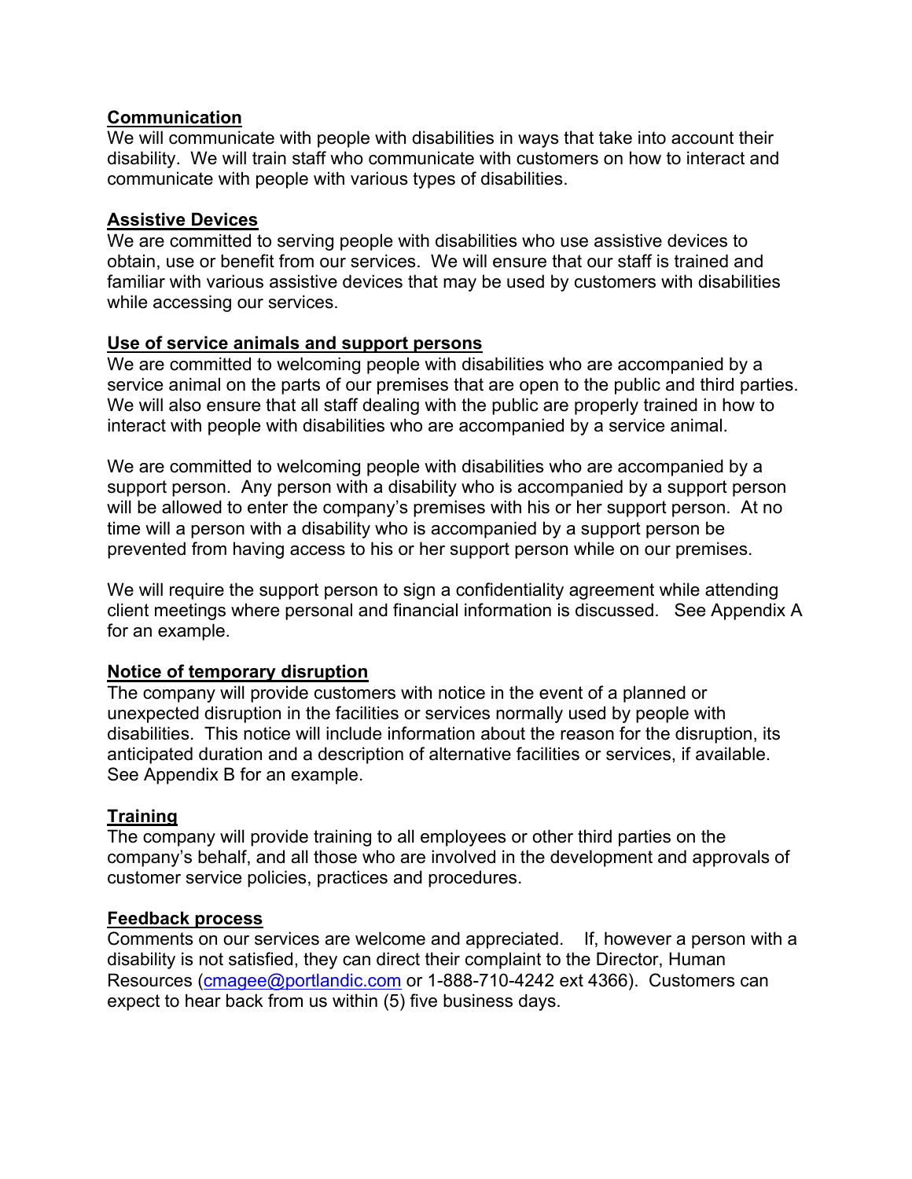## Communication

We will communicate with people with disabilities in ways that take into account their disability. We will train staff who communicate with customers on how to interact and communicate with people with various types of disabilities.

## Assistive Devices

We are committed to serving people with disabilities who use assistive devices to obtain, use or benefit from our services. We will ensure that our staff is trained and familiar with various assistive devices that may be used by customers with disabilities while accessing our services.

## Use of service animals and support persons

We are committed to welcoming people with disabilities who are accompanied by a service animal on the parts of our premises that are open to the public and third parties. We will also ensure that all staff dealing with the public are properly trained in how to interact with people with disabilities who are accompanied by a service animal.

We are committed to welcoming people with disabilities who are accompanied by a support person. Any person with a disability who is accompanied by a support person will be allowed to enter the company's premises with his or her support person. At no time will a person with a disability who is accompanied by a support person be prevented from having access to his or her support person while on our premises.

We will require the support person to sign a confidentiality agreement while attending client meetings where personal and financial information is discussed. See Appendix A for an example.

## Notice of temporary disruption

The company will provide customers with notice in the event of a planned or unexpected disruption in the facilities or services normally used by people with disabilities. This notice will include information about the reason for the disruption, its anticipated duration and a description of alternative facilities or services, if available. See Appendix B for an example.

## Training

The company will provide training to all employees or other third parties on the company's behalf, and all those who are involved in the development and approvals of customer service policies, practices and procedures.

## Feedback process

Comments on our services are welcome and appreciated. If, however a person with a disability is not satisfied, they can direct their complaint to the Director, Human Resources (cmagee@portlandic.com or 1-888-710-4242 ext 4366). Customers can expect to hear back from us within (5) five business days.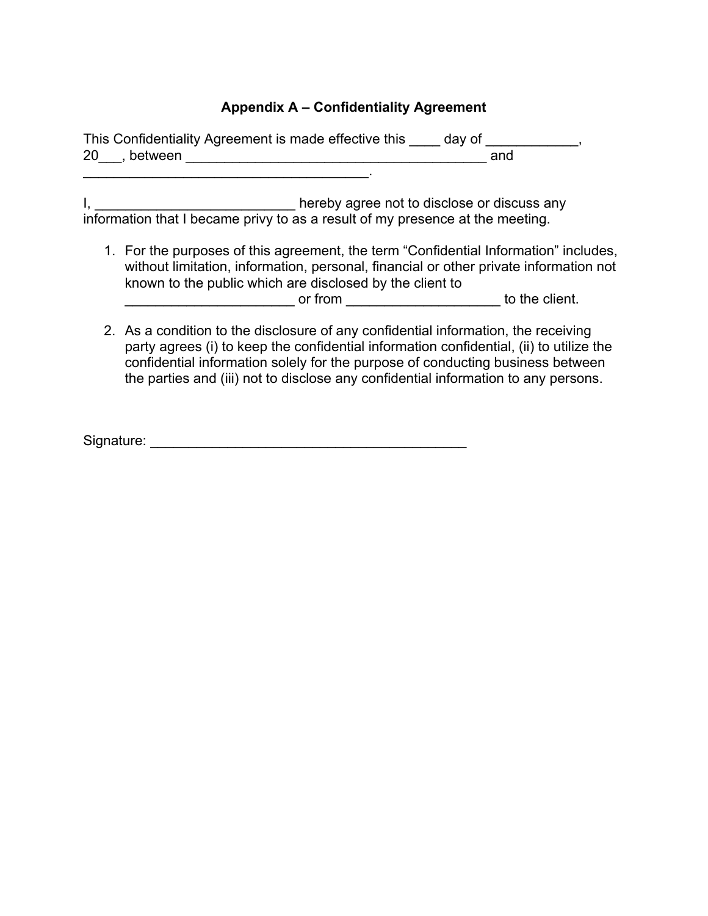### Appendix A – Confidentiality Agreement

This Confidentiality Agreement is made effective this ____ day of ____________, 20___, between ________________________________________ and _____________________________________.

I, _________________________ hereby agree not to disclose or discuss any information that I became privy to as a result of my presence at the meeting.

1. For the purposes of this agreement, the term "Confidential Information" includes, without limitation, information, personal, financial or other private information not known to the public which are disclosed by the client to ______________________ or from ___________________ to the client.

2. As a condition to the disclosure of any confidential information, the receiving party agrees (i) to keep the confidential information confidential, (ii) to utilize the confidential information solely for the purpose of conducting business between the parties and (iii) not to disclose any confidential information to any persons.

Signature: _________________________________________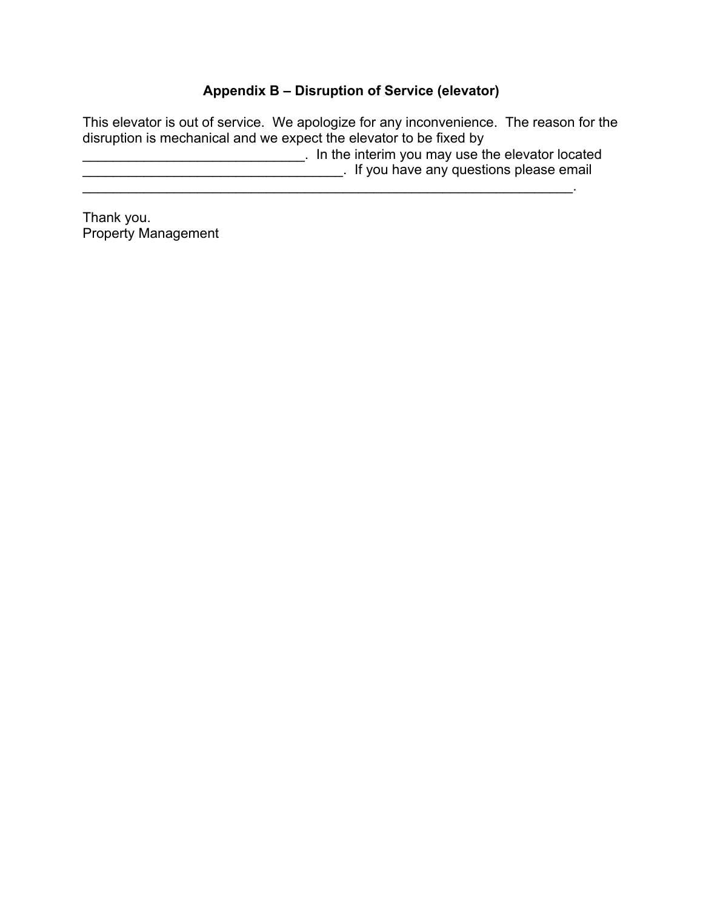## Appendix B – Disruption of Service (elevator)

This elevator is out of service. We apologize for any inconvenience. The reason for the disruption is mechanical and we expect the elevator to be fixed by _____________________________. In the interim you may use the elevator located _________________________________. If you have any questions please email _________________________________________________________________.

Thank you.
Property Management